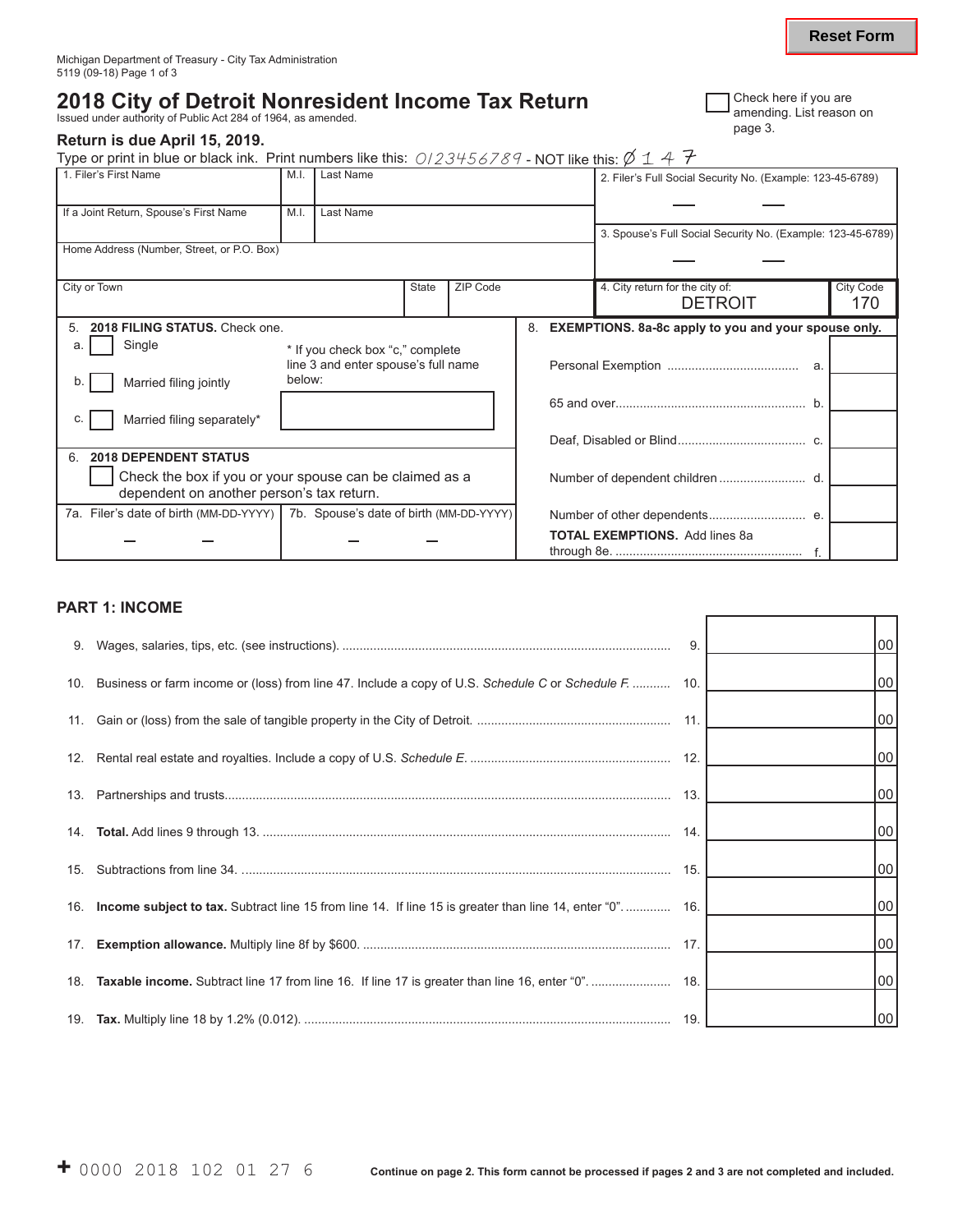Reset Form

Michigan Department of Treasury - City Tax Administration
5119 (09-18) Page 1 of 3

# 2018 City of Detroit Nonresident Income Tax Return

Issued under authority of Public Act 284 of 1964, as amended.

☐ Check here if you are amending. List reason on page 3.

**Return is due April 15, 2019.**

Type or print in blue or black ink. Print numbers like this: 0123456789 - NOT like this: Ø 1 4 7

| | | | |
|---|---|---|---|
| 1. Filer's First Name | M.I. | Last Name | 2. Filer's Full Social Security No. (Example: 123-45-6789) |
| If a Joint Return, Spouse's First Name | M.I. | Last Name | 3. Spouse's Full Social Security No. (Example: 123-45-6789) |
| Home Address (Number, Street, or P.O. Box) | | | |
| City or Town | State | ZIP Code | 4. City return for the city of: DETROIT — City Code 170 |

**5. 2018 FILING STATUS.** Check one.

a. ☐ Single

b. ☐ Married filing jointly

c. ☐ Married filing separately*

\* If you check box "c," complete line 3 and enter spouse's full name below:

**6. 2018 DEPENDENT STATUS**

☐ Check the box if you or your spouse can be claimed as a dependent on another person's tax return.

7a. Filer's date of birth (MM-DD-YYYY)

7b. Spouse's date of birth (MM-DD-YYYY)

**8. EXEMPTIONS. 8a-8c apply to you and your spouse only.**

| | | |
|---|---|---|
| Personal Exemption | a. | |
| 65 and over | b. | |
| Deaf, Disabled or Blind | c. | |
| Number of dependent children | d. | |
| Number of other dependents | e. | |
| **TOTAL EXEMPTIONS.** Add lines 8a through 8e. | f. | |

## PART 1: INCOME

| | | | |
|---|---|---|---|
| 9. | Wages, salaries, tips, etc. (see instructions). | 9. | 00 |
| 10. | Business or farm income or (loss) from line 47. Include a copy of U.S. *Schedule C* or *Schedule F*. | 10. | 00 |
| 11. | Gain or (loss) from the sale of tangible property in the City of Detroit. | 11. | 00 |
| 12. | Rental real estate and royalties. Include a copy of U.S. *Schedule E*. | 12. | 00 |
| 13. | Partnerships and trusts. | 13. | 00 |
| 14. | **Total.** Add lines 9 through 13. | 14. | 00 |
| 15. | Subtractions from line 34. | 15. | 00 |
| 16. | **Income subject to tax.** Subtract line 15 from line 14. If line 15 is greater than line 14, enter "0". | 16. | 00 |
| 17. | **Exemption allowance.** Multiply line 8f by $600. | 17. | 00 |
| 18. | **Taxable income.** Subtract line 17 from line 16. If line 17 is greater than line 16, enter "0". | 18. | 00 |
| 19. | **Tax.** Multiply line 18 by 1.2% (0.012). | 19. | 00 |

\+ 0000 2018 102 01 27 6

**Continue on page 2. This form cannot be processed if pages 2 and 3 are not completed and included.**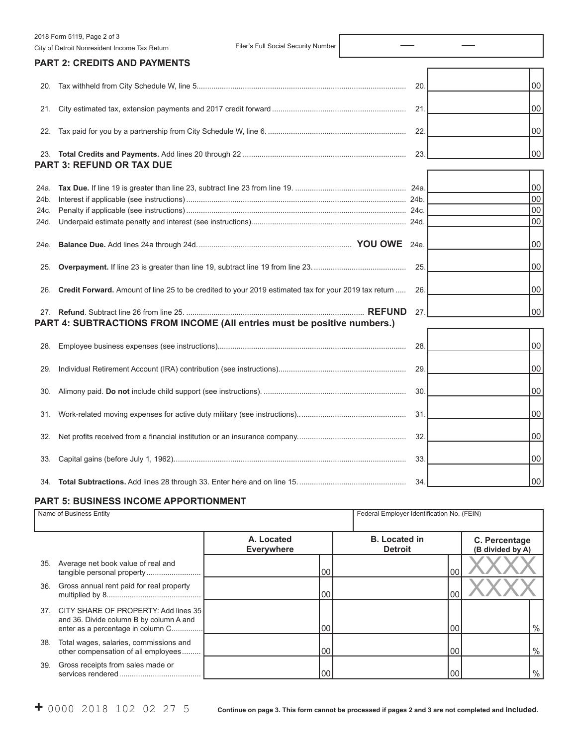Filer's Full Social Security Number

## PART 2: CREDITS AND PAYMENTS

| | | | |
|---|---|---|---|
| 20. | Tax withheld from City Schedule W, line 5 | 20. | 00 |
| 21. | City estimated tax, extension payments and 2017 credit forward | 21. | 00 |
| 22. | Tax paid for you by a partnership from City Schedule W, line 6. | 22. | 00 |
| 23. | **Total Credits and Payments.** Add lines 20 through 22 | 23. | 00 |

## PART 3: REFUND OR TAX DUE

| | | | |
|---|---|---|---|
| 24a. | **Tax Due.** If line 19 is greater than line 23, subtract line 23 from line 19. | 24a. | 00 |
| 24b. | Interest if applicable (see instructions) | 24b. | 00 |
| 24c. | Penalty if applicable (see instructions) | 24c. | 00 |
| 24d. | Underpaid estimate penalty and interest (see instructions) | 24d. | 00 |
| 24e. | **Balance Due.** Add lines 24a through 24d. **YOU OWE** | 24e. | 00 |
| 25. | **Overpayment.** If line 23 is greater than line 19, subtract line 19 from line 23. | 25. | 00 |
| 26. | **Credit Forward.** Amount of line 25 to be credited to your 2019 estimated tax for your 2019 tax return | 26. | 00 |
| 27. | **Refund**. Subtract line 26 from line 25. **REFUND** | 27. | 00 |

## PART 4: SUBTRACTIONS FROM INCOME (All entries must be positive numbers.)

| | | | |
|---|---|---|---|
| 28. | Employee business expenses (see instructions) | 28. | 00 |
| 29. | Individual Retirement Account (IRA) contribution (see instructions) | 29. | 00 |
| 30. | Alimony paid. **Do not** include child support (see instructions). | 30. | 00 |
| 31. | Work-related moving expenses for active duty military (see instructions) | 31. | 00 |
| 32. | Net profits received from a financial institution or an insurance company. | 32. | 00 |
| 33. | Capital gains (before July 1, 1962). | 33. | 00 |
| 34. | **Total Subtractions.** Add lines 28 through 33. Enter here and on line 15. | 34. | 00 |

## PART 5: BUSINESS INCOME APPORTIONMENT

Name of Business Entity

Federal Employer Identification No. (FEIN)

| | | A. Located Everywhere | B. Located in Detroit | C. Percentage (B divided by A) |
|---|---|---|---|---|
| 35. | Average net book value of real and tangible personal property | 00 | 00 | XXXX |
| 36. | Gross annual rent paid for real property multiplied by 8 | 00 | 00 | XXXX |
| 37. | CITY SHARE OF PROPERTY: Add lines 35 and 36. Divide column B by column A and enter as a percentage in column C | 00 | 00 | % |
| 38. | Total wages, salaries, commissions and other compensation of all employees | 00 | 00 | % |
| 39. | Gross receipts from sales made or services rendered | 00 | 00 | % |

+ 0000 2018 102 02 27 5

**Continue on page 3. This form cannot be processed if pages 2 and 3 are not completed and included.**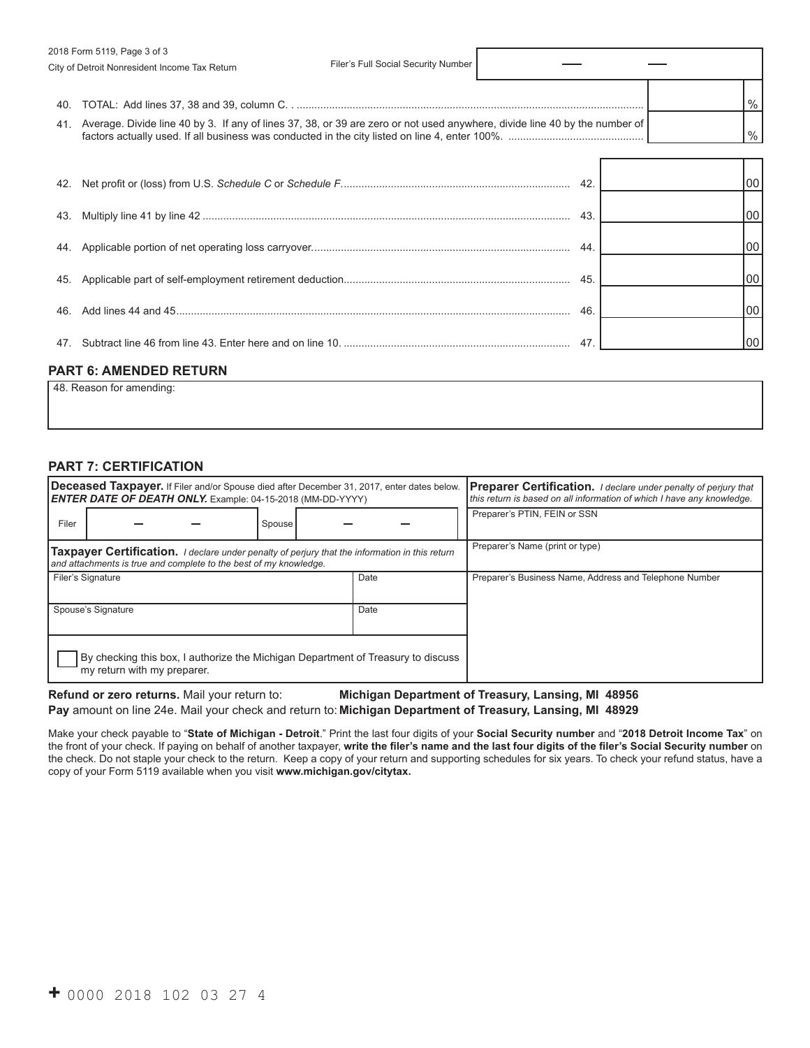2018 Form 5119, Page 3 of 3

City of Detroit Nonresident Income Tax Return

Filer's Full Social Security Number

40. TOTAL: Add lines 37, 38 and 39, column C. . . . . . . . . %

41. Average. Divide line 40 by 3. If any of lines 37, 38, or 39 are zero or not used anywhere, divide line 40 by the number of factors actually used. If all business was conducted in the city listed on line 4, enter 100%. . . . . . . . . %

| | | |
|---|---|---|
| 42. Net profit or (loss) from U.S. *Schedule C* or *Schedule F* | 42. | 00 |
| 43. Multiply line 41 by line 42 | 43. | 00 |
| 44. Applicable portion of net operating loss carryover | 44. | 00 |
| 45. Applicable part of self-employment retirement deduction | 45. | 00 |
| 46. Add lines 44 and 45 | 46. | 00 |
| 47. Subtract line 46 from line 43. Enter here and on line 10. | 47. | 00 |

## PART 6: AMENDED RETURN

48. Reason for amending:

## PART 7: CERTIFICATION

**Deceased Taxpayer.** If Filer and/or Spouse died after December 31, 2017, enter dates below. ***ENTER DATE OF DEATH ONLY.*** Example: 04-15-2018 (MM-DD-YYYY)

Filer — — Spouse — —

**Taxpayer Certification.** *I declare under penalty of perjury that the information in this return and attachments is true and complete to the best of my knowledge.*

| Filer's Signature | Date |
|---|---|
| Spouse's Signature | Date |

☐ By checking this box, I authorize the Michigan Department of Treasury to discuss my return with my preparer.

**Preparer Certification.** *I declare under penalty of perjury that this return is based on all information of which I have any knowledge.*

Preparer's PTIN, FEIN or SSN

Preparer's Name (print or type)

Preparer's Business Name, Address and Telephone Number

**Refund or zero returns.** Mail your return to: **Michigan Department of Treasury, Lansing, MI 48956**

**Pay** amount on line 24e. Mail your check and return to: **Michigan Department of Treasury, Lansing, MI 48929**

Make your check payable to "**State of Michigan - Detroit**." Print the last four digits of your **Social Security number** and "**2018 Detroit Income Tax**" on the front of your check. If paying on behalf of another taxpayer, **write the filer's name and the last four digits of the filer's Social Security number** on the check. Do not staple your check to the return. Keep a copy of your return and supporting schedules for six years. To check your refund status, have a copy of your Form 5119 available when you visit **www.michigan.gov/citytax.**

+ 0000 2018 102 03 27 4